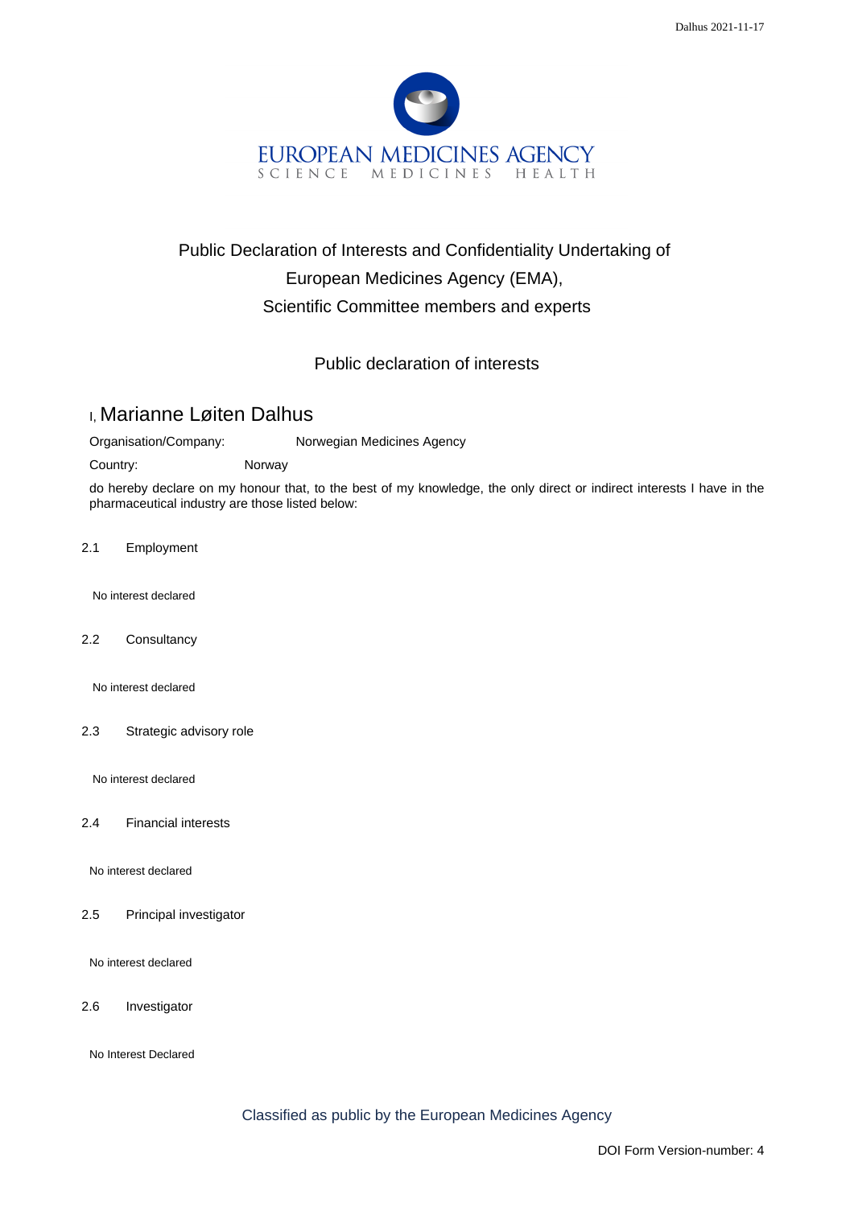EUROPEAN MEDICINES AGENCY
SCIENCE MEDICINES HEALTH

# Public Declaration of Interests and Confidentiality Undertaking of European Medicines Agency (EMA), Scientific Committee members and experts

## Public declaration of interests

I, Marianne Løiten Dalhus

Organisation/Company: Norwegian Medicines Agency

Country: Norway

do hereby declare on my honour that, to the best of my knowledge, the only direct or indirect interests I have in the pharmaceutical industry are those listed below:

2.1 Employment

No interest declared

2.2 Consultancy

No interest declared

2.3 Strategic advisory role

No interest declared

2.4 Financial interests

No interest declared

2.5 Principal investigator

No interest declared

2.6 Investigator

No Interest Declared

Classified as public by the European Medicines Agency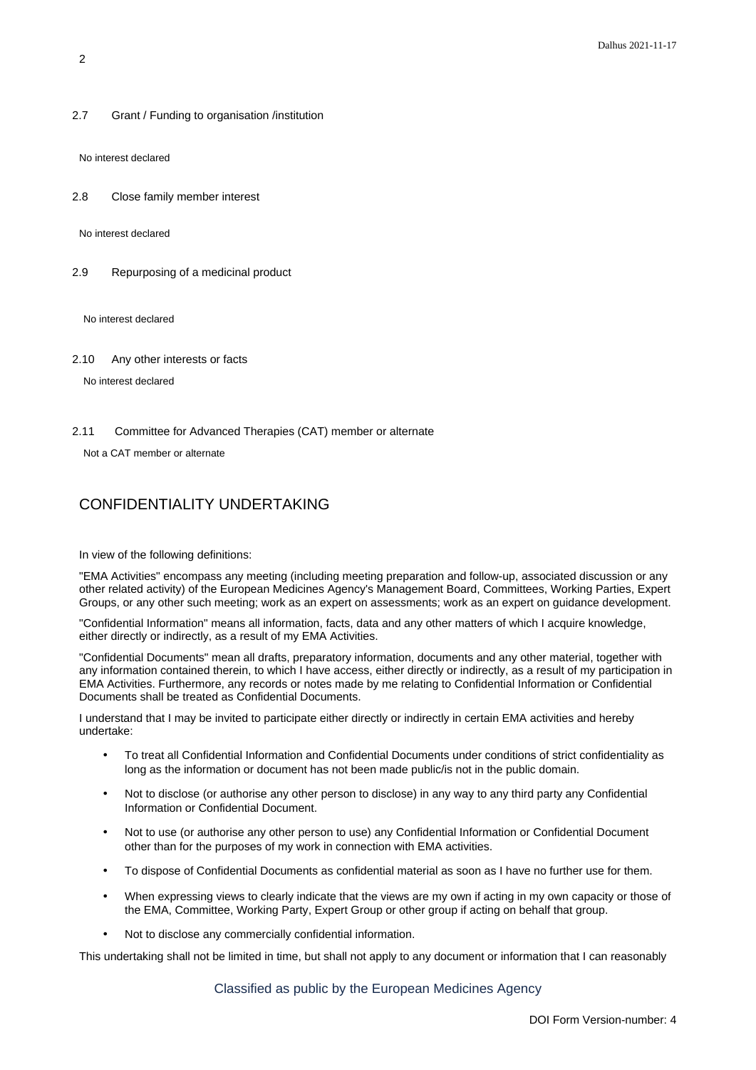2.7 Grant / Funding to organisation /institution

No interest declared

2.8 Close family member interest

No interest declared

2.9 Repurposing of a medicinal product

No interest declared

2.10 Any other interests or facts

No interest declared

2.11 Committee for Advanced Therapies (CAT) member or alternate

Not a CAT member or alternate

## CONFIDENTIALITY UNDERTAKING

In view of the following definitions:

"EMA Activities" encompass any meeting (including meeting preparation and follow-up, associated discussion or any other related activity) of the European Medicines Agency's Management Board, Committees, Working Parties, Expert Groups, or any other such meeting; work as an expert on assessments; work as an expert on guidance development.

"Confidential Information" means all information, facts, data and any other matters of which I acquire knowledge, either directly or indirectly, as a result of my EMA Activities.

"Confidential Documents" mean all drafts, preparatory information, documents and any other material, together with any information contained therein, to which I have access, either directly or indirectly, as a result of my participation in EMA Activities. Furthermore, any records or notes made by me relating to Confidential Information or Confidential Documents shall be treated as Confidential Documents.

I understand that I may be invited to participate either directly or indirectly in certain EMA activities and hereby undertake:

- To treat all Confidential Information and Confidential Documents under conditions of strict confidentiality as long as the information or document has not been made public/is not in the public domain.
- Not to disclose (or authorise any other person to disclose) in any way to any third party any Confidential Information or Confidential Document.
- Not to use (or authorise any other person to use) any Confidential Information or Confidential Document other than for the purposes of my work in connection with EMA activities.
- To dispose of Confidential Documents as confidential material as soon as I have no further use for them.
- When expressing views to clearly indicate that the views are my own if acting in my own capacity or those of the EMA, Committee, Working Party, Expert Group or other group if acting on behalf that group.
- Not to disclose any commercially confidential information.

This undertaking shall not be limited in time, but shall not apply to any document or information that I can reasonably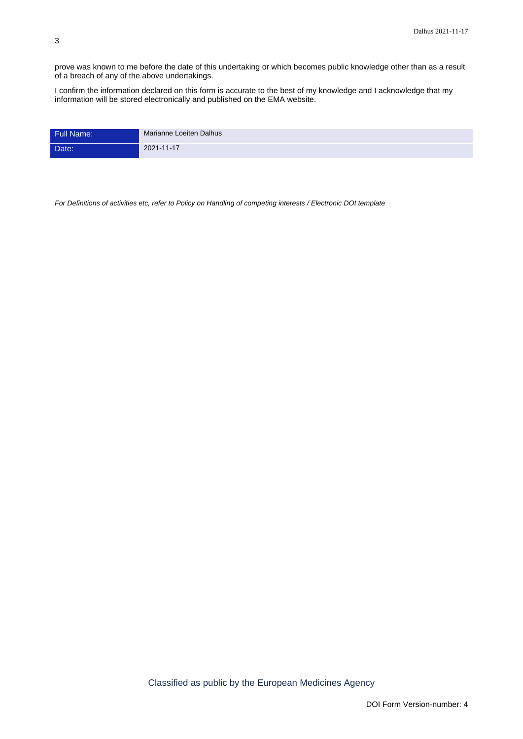prove was known to me before the date of this undertaking or which becomes public knowledge other than as a result of a breach of any of the above undertakings.

I confirm the information declared on this form is accurate to the best of my knowledge and I acknowledge that my information will be stored electronically and published on the EMA website.

| | |
|---|---|
| Full Name: | Marianne Loeiten Dalhus |
| Date: | 2021-11-17 |

*For Definitions of activities etc, refer to Policy on Handling of competing interests / Electronic DOI template*

Classified as public by the European Medicines Agency

DOI Form Version-number: 4